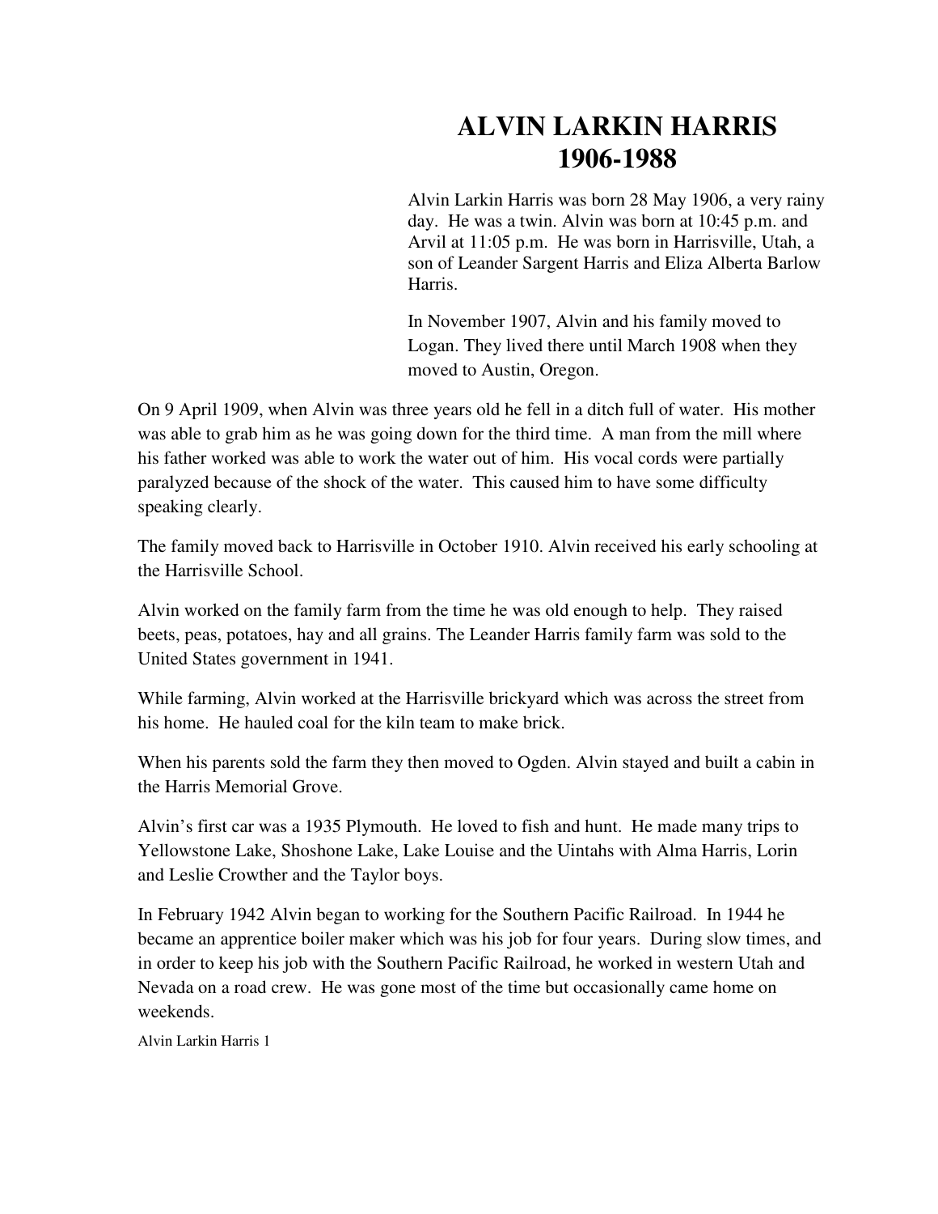# ALVIN LARKIN HARRIS
# 1906-1988

Alvin Larkin Harris was born 28 May 1906, a very rainy day. He was a twin. Alvin was born at 10:45 p.m. and Arvil at 11:05 p.m. He was born in Harrisville, Utah, a son of Leander Sargent Harris and Eliza Alberta Barlow Harris.

In November 1907, Alvin and his family moved to Logan. They lived there until March 1908 when they moved to Austin, Oregon.

On 9 April 1909, when Alvin was three years old he fell in a ditch full of water. His mother was able to grab him as he was going down for the third time. A man from the mill where his father worked was able to work the water out of him. His vocal cords were partially paralyzed because of the shock of the water. This caused him to have some difficulty speaking clearly.

The family moved back to Harrisville in October 1910. Alvin received his early schooling at the Harrisville School.

Alvin worked on the family farm from the time he was old enough to help. They raised beets, peas, potatoes, hay and all grains. The Leander Harris family farm was sold to the United States government in 1941.

While farming, Alvin worked at the Harrisville brickyard which was across the street from his home. He hauled coal for the kiln team to make brick.

When his parents sold the farm they then moved to Ogden. Alvin stayed and built a cabin in the Harris Memorial Grove.

Alvin's first car was a 1935 Plymouth. He loved to fish and hunt. He made many trips to Yellowstone Lake, Shoshone Lake, Lake Louise and the Uintahs with Alma Harris, Lorin and Leslie Crowther and the Taylor boys.

In February 1942 Alvin began to working for the Southern Pacific Railroad. In 1944 he became an apprentice boiler maker which was his job for four years. During slow times, and in order to keep his job with the Southern Pacific Railroad, he worked in western Utah and Nevada on a road crew. He was gone most of the time but occasionally came home on weekends.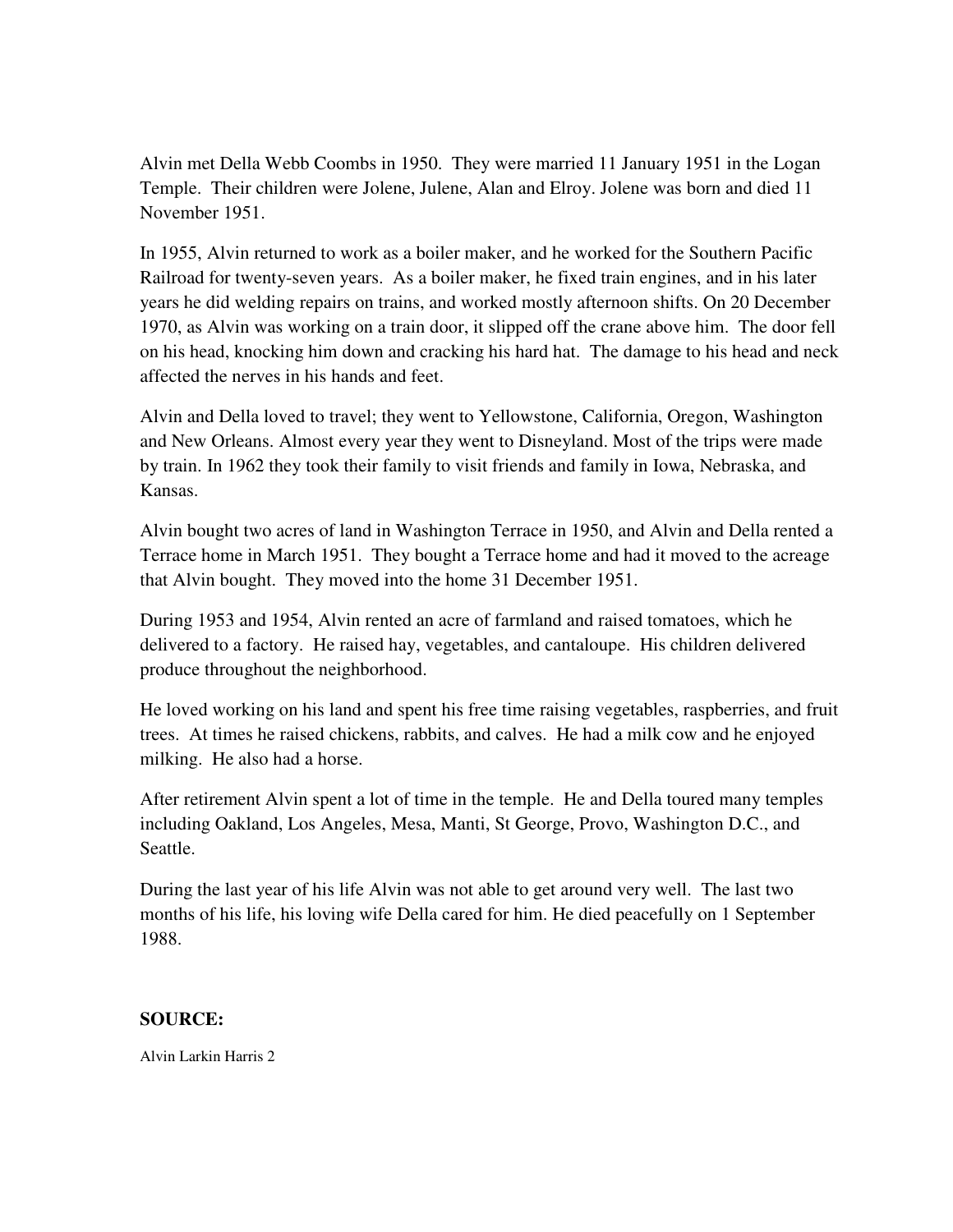Alvin met Della Webb Coombs in 1950. They were married 11 January 1951 in the Logan Temple. Their children were Jolene, Julene, Alan and Elroy. Jolene was born and died 11 November 1951.

In 1955, Alvin returned to work as a boiler maker, and he worked for the Southern Pacific Railroad for twenty-seven years. As a boiler maker, he fixed train engines, and in his later years he did welding repairs on trains, and worked mostly afternoon shifts. On 20 December 1970, as Alvin was working on a train door, it slipped off the crane above him. The door fell on his head, knocking him down and cracking his hard hat. The damage to his head and neck affected the nerves in his hands and feet.

Alvin and Della loved to travel; they went to Yellowstone, California, Oregon, Washington and New Orleans. Almost every year they went to Disneyland. Most of the trips were made by train. In 1962 they took their family to visit friends and family in Iowa, Nebraska, and Kansas.

Alvin bought two acres of land in Washington Terrace in 1950, and Alvin and Della rented a Terrace home in March 1951. They bought a Terrace home and had it moved to the acreage that Alvin bought. They moved into the home 31 December 1951.

During 1953 and 1954, Alvin rented an acre of farmland and raised tomatoes, which he delivered to a factory. He raised hay, vegetables, and cantaloupe. His children delivered produce throughout the neighborhood.

He loved working on his land and spent his free time raising vegetables, raspberries, and fruit trees. At times he raised chickens, rabbits, and calves. He had a milk cow and he enjoyed milking. He also had a horse.

After retirement Alvin spent a lot of time in the temple. He and Della toured many temples including Oakland, Los Angeles, Mesa, Manti, St George, Provo, Washington D.C., and Seattle.

During the last year of his life Alvin was not able to get around very well. The last two months of his life, his loving wife Della cared for him. He died peacefully on 1 September 1988.

**SOURCE:**

Alvin Larkin Harris 2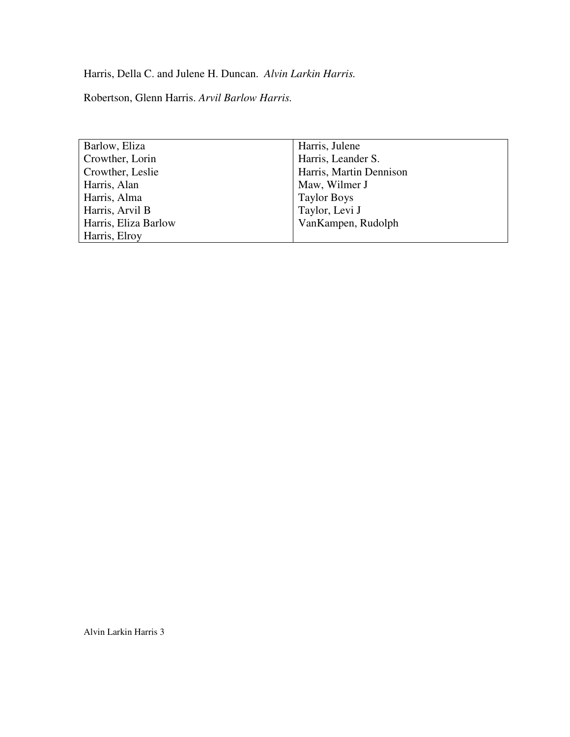Harris, Della C. and Julene H. Duncan. *Alvin Larkin Harris.*

Robertson, Glenn Harris. *Arvil Barlow Harris.*

| | |
|---|---|
| Barlow, Eliza | Harris, Julene |
| Crowther, Lorin | Harris, Leander S. |
| Crowther, Leslie | Harris, Martin Dennison |
| Harris, Alan | Maw, Wilmer J |
| Harris, Alma | Taylor Boys |
| Harris, Arvil B | Taylor, Levi J |
| Harris, Eliza Barlow | VanKampen, Rudolph |
| Harris, Elroy | |